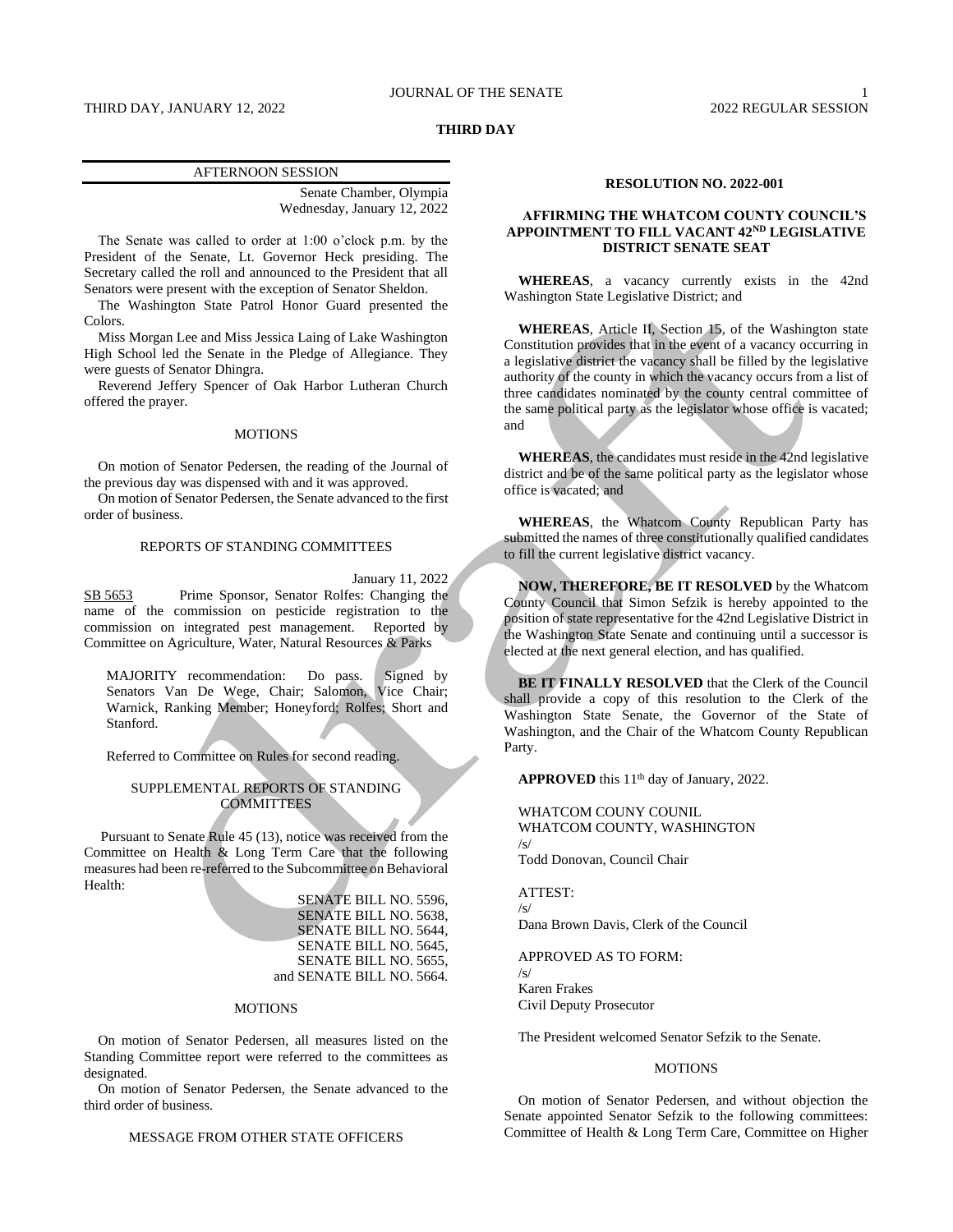## THIRD DAY

### AFTERNOON SESSION

Senate Chamber, Olympia
Wednesday, January 12, 2022

The Senate was called to order at 1:00 o'clock p.m. by the President of the Senate, Lt. Governor Heck presiding. The Secretary called the roll and announced to the President that all Senators were present with the exception of Senator Sheldon.

The Washington State Patrol Honor Guard presented the Colors.

Miss Morgan Lee and Miss Jessica Laing of Lake Washington High School led the Senate in the Pledge of Allegiance. They were guests of Senator Dhingra.

Reverend Jeffery Spencer of Oak Harbor Lutheran Church offered the prayer.

#### MOTIONS

On motion of Senator Pedersen, the reading of the Journal of the previous day was dispensed with and it was approved.

On motion of Senator Pedersen, the Senate advanced to the first order of business.

#### REPORTS OF STANDING COMMITTEES

January 11, 2022

SB 5653 Prime Sponsor, Senator Rolfes: Changing the name of the commission on pesticide registration to the commission on integrated pest management. Reported by Committee on Agriculture, Water, Natural Resources & Parks

MAJORITY recommendation: Do pass. Signed by Senators Van De Wege, Chair; Salomon, Vice Chair; Warnick, Ranking Member; Honeyford; Rolfes; Short and Stanford.

Referred to Committee on Rules for second reading.

#### SUPPLEMENTAL REPORTS OF STANDING COMMITTEES

Pursuant to Senate Rule 45 (13), notice was received from the Committee on Health & Long Term Care that the following measures had been re-referred to the Subcommittee on Behavioral Health:

SENATE BILL NO. 5596,
SENATE BILL NO. 5638,
SENATE BILL NO. 5644,
SENATE BILL NO. 5645,
SENATE BILL NO. 5655,
and SENATE BILL NO. 5664.

#### MOTIONS

On motion of Senator Pedersen, all measures listed on the Standing Committee report were referred to the committees as designated.

On motion of Senator Pedersen, the Senate advanced to the third order of business.

#### MESSAGE FROM OTHER STATE OFFICERS

#### RESOLUTION NO. 2022-001

#### AFFIRMING THE WHATCOM COUNTY COUNCIL'S APPOINTMENT TO FILL VACANT 42ND LEGISLATIVE DISTRICT SENATE SEAT

**WHEREAS**, a vacancy currently exists in the 42nd Washington State Legislative District; and

**WHEREAS**, Article II, Section 15, of the Washington state Constitution provides that in the event of a vacancy occurring in a legislative district the vacancy shall be filled by the legislative authority of the county in which the vacancy occurs from a list of three candidates nominated by the county central committee of the same political party as the legislator whose office is vacated; and

**WHEREAS**, the candidates must reside in the 42nd legislative district and be of the same political party as the legislator whose office is vacated; and

**WHEREAS**, the Whatcom County Republican Party has submitted the names of three constitutionally qualified candidates to fill the current legislative district vacancy.

**NOW, THEREFORE, BE IT RESOLVED** by the Whatcom County Council that Simon Sefzik is hereby appointed to the position of state representative for the 42nd Legislative District in the Washington State Senate and continuing until a successor is elected at the next general election, and has qualified.

**BE IT FINALLY RESOLVED** that the Clerk of the Council shall provide a copy of this resolution to the Clerk of the Washington State Senate, the Governor of the State of Washington, and the Chair of the Whatcom County Republican Party.

**APPROVED** this 11th day of January, 2022.

WHATCOM COUNY COUNIL
WHATCOM COUNTY, WASHINGTON
/s/
Todd Donovan, Council Chair

ATTEST:
/s/
Dana Brown Davis, Clerk of the Council

APPROVED AS TO FORM:
/s/
Karen Frakes
Civil Deputy Prosecutor

The President welcomed Senator Sefzik to the Senate.

#### MOTIONS

On motion of Senator Pedersen, and without objection the Senate appointed Senator Sefzik to the following committees: Committee of Health & Long Term Care, Committee on Higher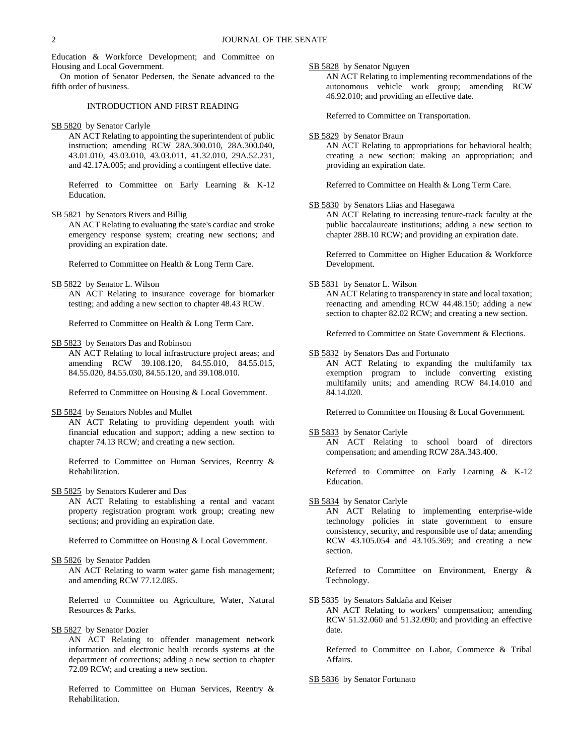Education & Workforce Development; and Committee on Housing and Local Government.

On motion of Senator Pedersen, the Senate advanced to the fifth order of business.

INTRODUCTION AND FIRST READING

SB 5820 by Senator Carlyle

AN ACT Relating to appointing the superintendent of public instruction; amending RCW 28A.300.010, 28A.300.040, 43.01.010, 43.03.010, 43.03.011, 41.32.010, 29A.52.231, and 42.17A.005; and providing a contingent effective date.

Referred to Committee on Early Learning & K-12 Education.

SB 5821 by Senators Rivers and Billig

AN ACT Relating to evaluating the state's cardiac and stroke emergency response system; creating new sections; and providing an expiration date.

Referred to Committee on Health & Long Term Care.

SB 5822 by Senator L. Wilson

AN ACT Relating to insurance coverage for biomarker testing; and adding a new section to chapter 48.43 RCW.

Referred to Committee on Health & Long Term Care.

SB 5823 by Senators Das and Robinson

AN ACT Relating to local infrastructure project areas; and amending RCW 39.108.120, 84.55.010, 84.55.015, 84.55.020, 84.55.030, 84.55.120, and 39.108.010.

Referred to Committee on Housing & Local Government.

SB 5824 by Senators Nobles and Mullet

AN ACT Relating to providing dependent youth with financial education and support; adding a new section to chapter 74.13 RCW; and creating a new section.

Referred to Committee on Human Services, Reentry & Rehabilitation.

SB 5825 by Senators Kuderer and Das

AN ACT Relating to establishing a rental and vacant property registration program work group; creating new sections; and providing an expiration date.

Referred to Committee on Housing & Local Government.

SB 5826 by Senator Padden

AN ACT Relating to warm water game fish management; and amending RCW 77.12.085.

Referred to Committee on Agriculture, Water, Natural Resources & Parks.

SB 5827 by Senator Dozier

AN ACT Relating to offender management network information and electronic health records systems at the department of corrections; adding a new section to chapter 72.09 RCW; and creating a new section.

Referred to Committee on Human Services, Reentry & Rehabilitation.

SB 5828 by Senator Nguyen

AN ACT Relating to implementing recommendations of the autonomous vehicle work group; amending RCW 46.92.010; and providing an effective date.

Referred to Committee on Transportation.

SB 5829 by Senator Braun

AN ACT Relating to appropriations for behavioral health; creating a new section; making an appropriation; and providing an expiration date.

Referred to Committee on Health & Long Term Care.

SB 5830 by Senators Liias and Hasegawa

AN ACT Relating to increasing tenure-track faculty at the public baccalaureate institutions; adding a new section to chapter 28B.10 RCW; and providing an expiration date.

Referred to Committee on Higher Education & Workforce Development.

SB 5831 by Senator L. Wilson

AN ACT Relating to transparency in state and local taxation; reenacting and amending RCW 44.48.150; adding a new section to chapter 82.02 RCW; and creating a new section.

Referred to Committee on State Government & Elections.

SB 5832 by Senators Das and Fortunato

AN ACT Relating to expanding the multifamily tax exemption program to include converting existing multifamily units; and amending RCW 84.14.010 and 84.14.020.

Referred to Committee on Housing & Local Government.

SB 5833 by Senator Carlyle

AN ACT Relating to school board of directors compensation; and amending RCW 28A.343.400.

Referred to Committee on Early Learning & K-12 Education.

SB 5834 by Senator Carlyle

AN ACT Relating to implementing enterprise-wide technology policies in state government to ensure consistency, security, and responsible use of data; amending RCW 43.105.054 and 43.105.369; and creating a new section.

Referred to Committee on Environment, Energy & Technology.

SB 5835 by Senators Saldaña and Keiser

AN ACT Relating to workers' compensation; amending RCW 51.32.060 and 51.32.090; and providing an effective date.

Referred to Committee on Labor, Commerce & Tribal Affairs.

SB 5836 by Senator Fortunato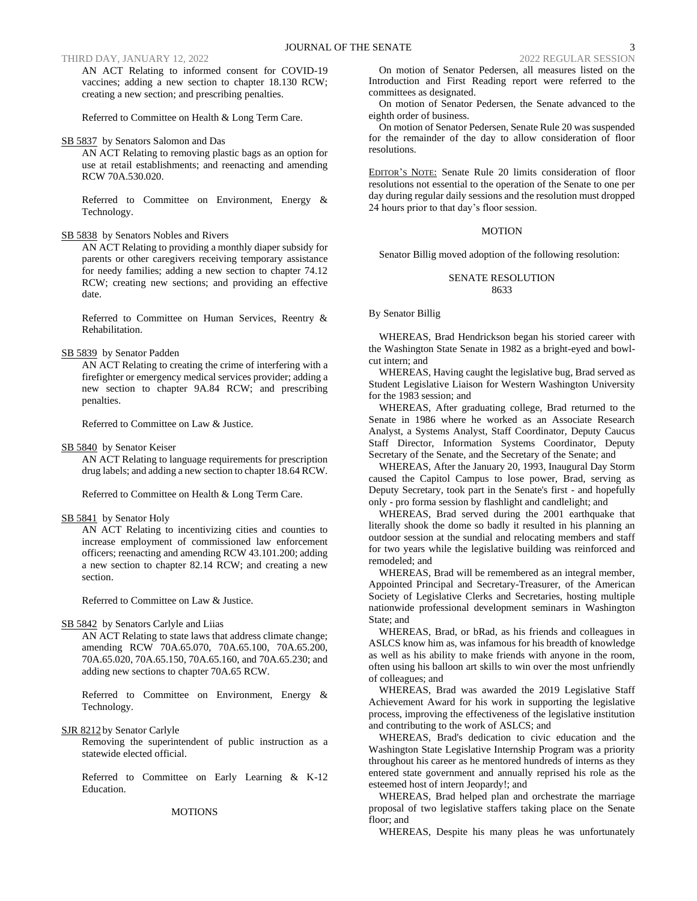AN ACT Relating to informed consent for COVID-19 vaccines; adding a new section to chapter 18.130 RCW; creating a new section; and prescribing penalties.

Referred to Committee on Health & Long Term Care.

SB 5837 by Senators Salomon and Das

AN ACT Relating to removing plastic bags as an option for use at retail establishments; and reenacting and amending RCW 70A.530.020.

Referred to Committee on Environment, Energy & Technology.

SB 5838 by Senators Nobles and Rivers

AN ACT Relating to providing a monthly diaper subsidy for parents or other caregivers receiving temporary assistance for needy families; adding a new section to chapter 74.12 RCW; creating new sections; and providing an effective date.

Referred to Committee on Human Services, Reentry & Rehabilitation.

SB 5839 by Senator Padden

AN ACT Relating to creating the crime of interfering with a firefighter or emergency medical services provider; adding a new section to chapter 9A.84 RCW; and prescribing penalties.

Referred to Committee on Law & Justice.

SB 5840 by Senator Keiser

AN ACT Relating to language requirements for prescription drug labels; and adding a new section to chapter 18.64 RCW.

Referred to Committee on Health & Long Term Care.

SB 5841 by Senator Holy

AN ACT Relating to incentivizing cities and counties to increase employment of commissioned law enforcement officers; reenacting and amending RCW 43.101.200; adding a new section to chapter 82.14 RCW; and creating a new section.

Referred to Committee on Law & Justice.

SB 5842 by Senators Carlyle and Liias

AN ACT Relating to state laws that address climate change; amending RCW 70A.65.070, 70A.65.100, 70A.65.200, 70A.65.020, 70A.65.150, 70A.65.160, and 70A.65.230; and adding new sections to chapter 70A.65 RCW.

Referred to Committee on Environment, Energy & Technology.

SJR 8212 by Senator Carlyle

Removing the superintendent of public instruction as a statewide elected official.

Referred to Committee on Early Learning & K-12 Education.

MOTIONS

On motion of Senator Pedersen, all measures listed on the Introduction and First Reading report were referred to the committees as designated.

On motion of Senator Pedersen, the Senate advanced to the eighth order of business.

On motion of Senator Pedersen, Senate Rule 20 was suspended for the remainder of the day to allow consideration of floor resolutions.

EDITOR'S NOTE: Senate Rule 20 limits consideration of floor resolutions not essential to the operation of the Senate to one per day during regular daily sessions and the resolution must dropped 24 hours prior to that day's floor session.

MOTION

Senator Billig moved adoption of the following resolution:

SENATE RESOLUTION
8633

By Senator Billig

WHEREAS, Brad Hendrickson began his storied career with the Washington State Senate in 1982 as a bright-eyed and bowl-cut intern; and

WHEREAS, Having caught the legislative bug, Brad served as Student Legislative Liaison for Western Washington University for the 1983 session; and

WHEREAS, After graduating college, Brad returned to the Senate in 1986 where he worked as an Associate Research Analyst, a Systems Analyst, Staff Coordinator, Deputy Caucus Staff Director, Information Systems Coordinator, Deputy Secretary of the Senate, and the Secretary of the Senate; and

WHEREAS, After the January 20, 1993, Inaugural Day Storm caused the Capitol Campus to lose power, Brad, serving as Deputy Secretary, took part in the Senate's first - and hopefully only - pro forma session by flashlight and candlelight; and

WHEREAS, Brad served during the 2001 earthquake that literally shook the dome so badly it resulted in his planning an outdoor session at the sundial and relocating members and staff for two years while the legislative building was reinforced and remodeled; and

WHEREAS, Brad will be remembered as an integral member, Appointed Principal and Secretary-Treasurer, of the American Society of Legislative Clerks and Secretaries, hosting multiple nationwide professional development seminars in Washington State; and

WHEREAS, Brad, or bRad, as his friends and colleagues in ASLCS know him as, was infamous for his breadth of knowledge as well as his ability to make friends with anyone in the room, often using his balloon art skills to win over the most unfriendly of colleagues; and

WHEREAS, Brad was awarded the 2019 Legislative Staff Achievement Award for his work in supporting the legislative process, improving the effectiveness of the legislative institution and contributing to the work of ASLCS; and

WHEREAS, Brad's dedication to civic education and the Washington State Legislative Internship Program was a priority throughout his career as he mentored hundreds of interns as they entered state government and annually reprised his role as the esteemed host of intern Jeopardy!; and

WHEREAS, Brad helped plan and orchestrate the marriage proposal of two legislative staffers taking place on the Senate floor; and

WHEREAS, Despite his many pleas he was unfortunately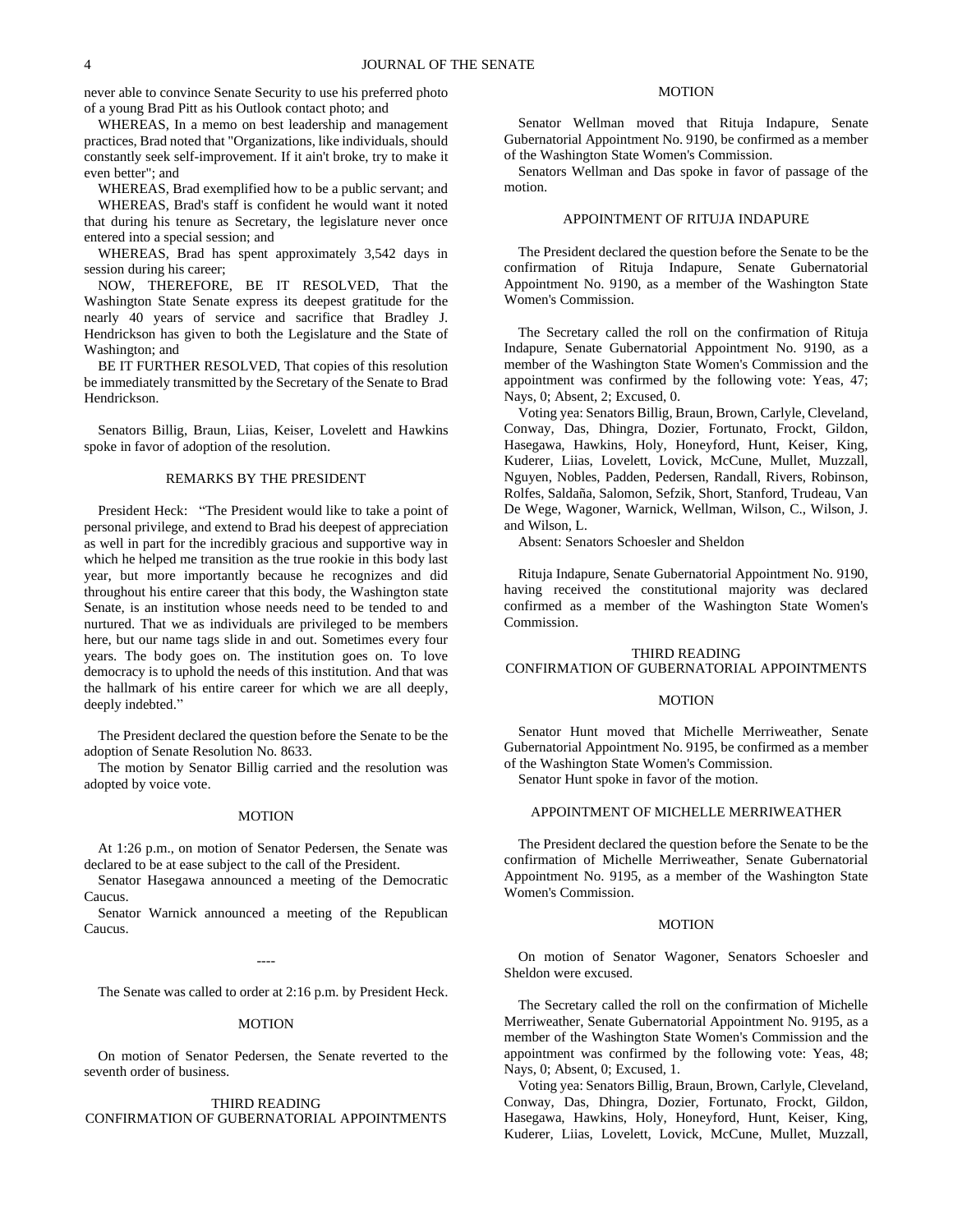never able to convince Senate Security to use his preferred photo of a young Brad Pitt as his Outlook contact photo; and

WHEREAS, In a memo on best leadership and management practices, Brad noted that "Organizations, like individuals, should constantly seek self-improvement. If it ain't broke, try to make it even better"; and

WHEREAS, Brad exemplified how to be a public servant; and

WHEREAS, Brad's staff is confident he would want it noted that during his tenure as Secretary, the legislature never once entered into a special session; and

WHEREAS, Brad has spent approximately 3,542 days in session during his career;

NOW, THEREFORE, BE IT RESOLVED, That the Washington State Senate express its deepest gratitude for the nearly 40 years of service and sacrifice that Bradley J. Hendrickson has given to both the Legislature and the State of Washington; and

BE IT FURTHER RESOLVED, That copies of this resolution be immediately transmitted by the Secretary of the Senate to Brad Hendrickson.

Senators Billig, Braun, Liias, Keiser, Lovelett and Hawkins spoke in favor of adoption of the resolution.

## REMARKS BY THE PRESIDENT

President Heck: "The President would like to take a point of personal privilege, and extend to Brad his deepest of appreciation as well in part for the incredibly gracious and supportive way in which he helped me transition as the true rookie in this body last year, but more importantly because he recognizes and did throughout his entire career that this body, the Washington state Senate, is an institution whose needs need to be tended to and nurtured. That we as individuals are privileged to be members here, but our name tags slide in and out. Sometimes every four years. The body goes on. The institution goes on. To love democracy is to uphold the needs of this institution. And that was the hallmark of his entire career for which we are all deeply, deeply indebted."

The President declared the question before the Senate to be the adoption of Senate Resolution No. 8633.

The motion by Senator Billig carried and the resolution was adopted by voice vote.

## MOTION

At 1:26 p.m., on motion of Senator Pedersen, the Senate was declared to be at ease subject to the call of the President.

Senator Hasegawa announced a meeting of the Democratic Caucus.

Senator Warnick announced a meeting of the Republican Caucus.

----

The Senate was called to order at 2:16 p.m. by President Heck.

## MOTION

On motion of Senator Pedersen, the Senate reverted to the seventh order of business.

## THIRD READING CONFIRMATION OF GUBERNATORIAL APPOINTMENTS

## MOTION

Senator Wellman moved that Rituja Indapure, Senate Gubernatorial Appointment No. 9190, be confirmed as a member of the Washington State Women's Commission.

Senators Wellman and Das spoke in favor of passage of the motion.

## APPOINTMENT OF RITUJA INDAPURE

The President declared the question before the Senate to be the confirmation of Rituja Indapure, Senate Gubernatorial Appointment No. 9190, as a member of the Washington State Women's Commission.

The Secretary called the roll on the confirmation of Rituja Indapure, Senate Gubernatorial Appointment No. 9190, as a member of the Washington State Women's Commission and the appointment was confirmed by the following vote: Yeas, 47; Nays, 0; Absent, 2; Excused, 0.

Voting yea: Senators Billig, Braun, Brown, Carlyle, Cleveland, Conway, Das, Dhingra, Dozier, Fortunato, Frockt, Gildon, Hasegawa, Hawkins, Holy, Honeyford, Hunt, Keiser, King, Kuderer, Liias, Lovelett, Lovick, McCune, Mullet, Muzzall, Nguyen, Nobles, Padden, Pedersen, Randall, Rivers, Robinson, Rolfes, Saldaña, Salomon, Sefzik, Short, Stanford, Trudeau, Van De Wege, Wagoner, Warnick, Wellman, Wilson, C., Wilson, J. and Wilson, L.

Absent: Senators Schoesler and Sheldon

Rituja Indapure, Senate Gubernatorial Appointment No. 9190, having received the constitutional majority was declared confirmed as a member of the Washington State Women's Commission.

## THIRD READING CONFIRMATION OF GUBERNATORIAL APPOINTMENTS

## MOTION

Senator Hunt moved that Michelle Merriweather, Senate Gubernatorial Appointment No. 9195, be confirmed as a member of the Washington State Women's Commission.

Senator Hunt spoke in favor of the motion.

## APPOINTMENT OF MICHELLE MERRIWEATHER

The President declared the question before the Senate to be the confirmation of Michelle Merriweather, Senate Gubernatorial Appointment No. 9195, as a member of the Washington State Women's Commission.

## MOTION

On motion of Senator Wagoner, Senators Schoesler and Sheldon were excused.

The Secretary called the roll on the confirmation of Michelle Merriweather, Senate Gubernatorial Appointment No. 9195, as a member of the Washington State Women's Commission and the appointment was confirmed by the following vote: Yeas, 48; Nays, 0; Absent, 0; Excused, 1.

Voting yea: Senators Billig, Braun, Brown, Carlyle, Cleveland, Conway, Das, Dhingra, Dozier, Fortunato, Frockt, Gildon, Hasegawa, Hawkins, Holy, Honeyford, Hunt, Keiser, King, Kuderer, Liias, Lovelett, Lovick, McCune, Mullet, Muzzall,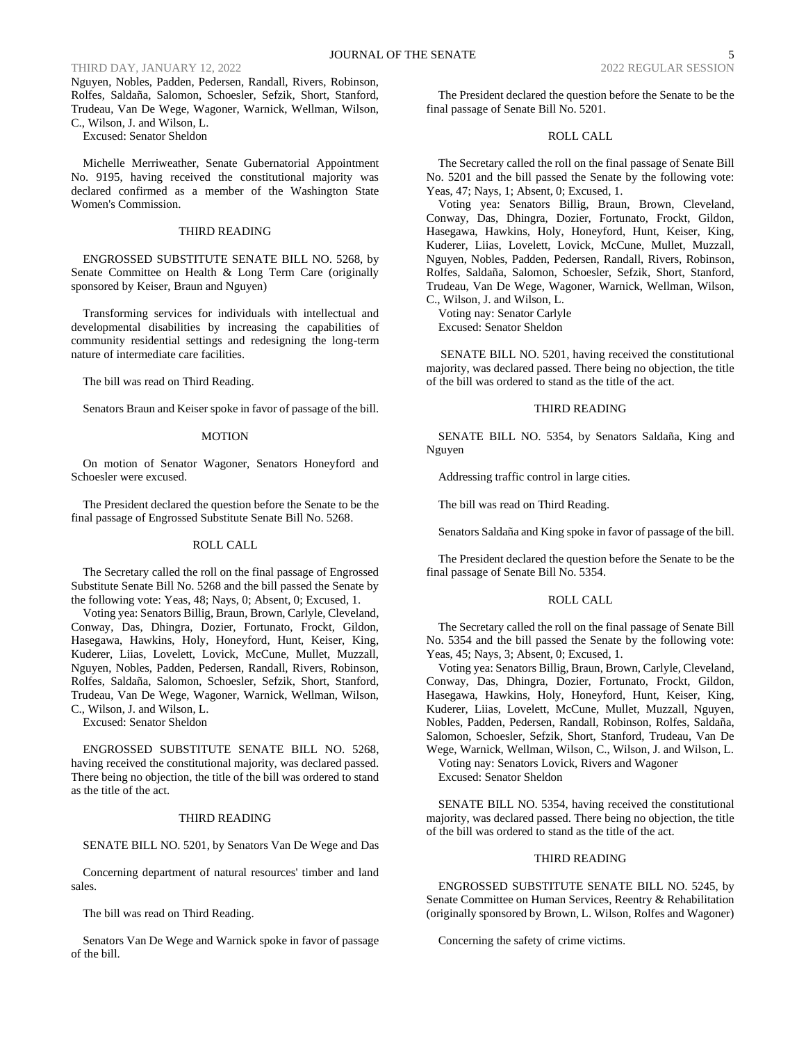Nguyen, Nobles, Padden, Pedersen, Randall, Rivers, Robinson, Rolfes, Saldaña, Salomon, Schoesler, Sefzik, Short, Stanford, Trudeau, Van De Wege, Wagoner, Warnick, Wellman, Wilson, C., Wilson, J. and Wilson, L.

Excused: Senator Sheldon

Michelle Merriweather, Senate Gubernatorial Appointment No. 9195, having received the constitutional majority was declared confirmed as a member of the Washington State Women's Commission.

THIRD READING

ENGROSSED SUBSTITUTE SENATE BILL NO. 5268, by Senate Committee on Health & Long Term Care (originally sponsored by Keiser, Braun and Nguyen)

Transforming services for individuals with intellectual and developmental disabilities by increasing the capabilities of community residential settings and redesigning the long-term nature of intermediate care facilities.

The bill was read on Third Reading.

Senators Braun and Keiser spoke in favor of passage of the bill.

MOTION

On motion of Senator Wagoner, Senators Honeyford and Schoesler were excused.

The President declared the question before the Senate to be the final passage of Engrossed Substitute Senate Bill No. 5268.

ROLL CALL

The Secretary called the roll on the final passage of Engrossed Substitute Senate Bill No. 5268 and the bill passed the Senate by the following vote: Yeas, 48; Nays, 0; Absent, 0; Excused, 1.

Voting yea: Senators Billig, Braun, Brown, Carlyle, Cleveland, Conway, Das, Dhingra, Dozier, Fortunato, Frockt, Gildon, Hasegawa, Hawkins, Holy, Honeyford, Hunt, Keiser, King, Kuderer, Liias, Lovelett, Lovick, McCune, Mullet, Muzzall, Nguyen, Nobles, Padden, Pedersen, Randall, Rivers, Robinson, Rolfes, Saldaña, Salomon, Schoesler, Sefzik, Short, Stanford, Trudeau, Van De Wege, Wagoner, Warnick, Wellman, Wilson, C., Wilson, J. and Wilson, L.

Excused: Senator Sheldon

ENGROSSED SUBSTITUTE SENATE BILL NO. 5268, having received the constitutional majority, was declared passed. There being no objection, the title of the bill was ordered to stand as the title of the act.

THIRD READING

SENATE BILL NO. 5201, by Senators Van De Wege and Das

Concerning department of natural resources' timber and land sales.

The bill was read on Third Reading.

Senators Van De Wege and Warnick spoke in favor of passage of the bill.

The President declared the question before the Senate to be the final passage of Senate Bill No. 5201.

ROLL CALL

The Secretary called the roll on the final passage of Senate Bill No. 5201 and the bill passed the Senate by the following vote: Yeas, 47; Nays, 1; Absent, 0; Excused, 1.

Voting yea: Senators Billig, Braun, Brown, Cleveland, Conway, Das, Dhingra, Dozier, Fortunato, Frockt, Gildon, Hasegawa, Hawkins, Holy, Honeyford, Hunt, Keiser, King, Kuderer, Liias, Lovelett, Lovick, McCune, Mullet, Muzzall, Nguyen, Nobles, Padden, Pedersen, Randall, Rivers, Robinson, Rolfes, Saldaña, Salomon, Schoesler, Sefzik, Short, Stanford, Trudeau, Van De Wege, Wagoner, Warnick, Wellman, Wilson, C., Wilson, J. and Wilson, L.

Voting nay: Senator Carlyle

Excused: Senator Sheldon

SENATE BILL NO. 5201, having received the constitutional majority, was declared passed. There being no objection, the title of the bill was ordered to stand as the title of the act.

THIRD READING

SENATE BILL NO. 5354, by Senators Saldaña, King and Nguyen

Addressing traffic control in large cities.

The bill was read on Third Reading.

Senators Saldaña and King spoke in favor of passage of the bill.

The President declared the question before the Senate to be the final passage of Senate Bill No. 5354.

ROLL CALL

The Secretary called the roll on the final passage of Senate Bill No. 5354 and the bill passed the Senate by the following vote: Yeas, 45; Nays, 3; Absent, 0; Excused, 1.

Voting yea: Senators Billig, Braun, Brown, Carlyle, Cleveland, Conway, Das, Dhingra, Dozier, Fortunato, Frockt, Gildon, Hasegawa, Hawkins, Holy, Honeyford, Hunt, Keiser, King, Kuderer, Liias, Lovelett, McCune, Mullet, Muzzall, Nguyen, Nobles, Padden, Pedersen, Randall, Robinson, Rolfes, Saldaña, Salomon, Schoesler, Sefzik, Short, Stanford, Trudeau, Van De Wege, Warnick, Wellman, Wilson, C., Wilson, J. and Wilson, L.

Voting nay: Senators Lovick, Rivers and Wagoner

Excused: Senator Sheldon

SENATE BILL NO. 5354, having received the constitutional majority, was declared passed. There being no objection, the title of the bill was ordered to stand as the title of the act.

THIRD READING

ENGROSSED SUBSTITUTE SENATE BILL NO. 5245, by Senate Committee on Human Services, Reentry & Rehabilitation (originally sponsored by Brown, L. Wilson, Rolfes and Wagoner)

Concerning the safety of crime victims.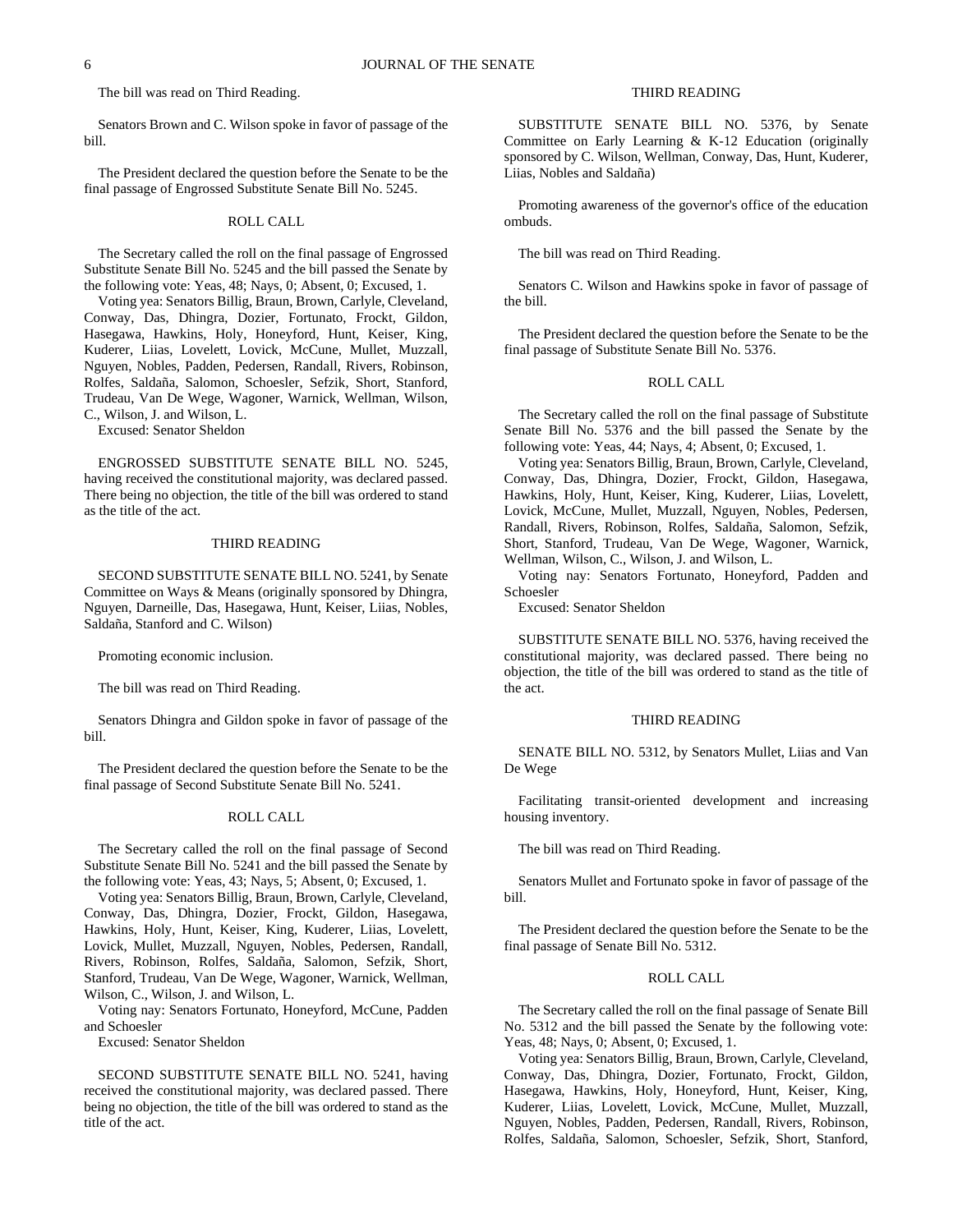The bill was read on Third Reading.

Senators Brown and C. Wilson spoke in favor of passage of the bill.

The President declared the question before the Senate to be the final passage of Engrossed Substitute Senate Bill No. 5245.

ROLL CALL

The Secretary called the roll on the final passage of Engrossed Substitute Senate Bill No. 5245 and the bill passed the Senate by the following vote: Yeas, 48; Nays, 0; Absent, 0; Excused, 1.

Voting yea: Senators Billig, Braun, Brown, Carlyle, Cleveland, Conway, Das, Dhingra, Dozier, Fortunato, Frockt, Gildon, Hasegawa, Hawkins, Holy, Honeyford, Hunt, Keiser, King, Kuderer, Liias, Lovelett, Lovick, McCune, Mullet, Muzzall, Nguyen, Nobles, Padden, Pedersen, Randall, Rivers, Robinson, Rolfes, Saldaña, Salomon, Schoesler, Sefzik, Short, Stanford, Trudeau, Van De Wege, Wagoner, Warnick, Wellman, Wilson, C., Wilson, J. and Wilson, L.

Excused: Senator Sheldon

ENGROSSED SUBSTITUTE SENATE BILL NO. 5245, having received the constitutional majority, was declared passed. There being no objection, the title of the bill was ordered to stand as the title of the act.

THIRD READING

SECOND SUBSTITUTE SENATE BILL NO. 5241, by Senate Committee on Ways & Means (originally sponsored by Dhingra, Nguyen, Darneille, Das, Hasegawa, Hunt, Keiser, Liias, Nobles, Saldaña, Stanford and C. Wilson)

Promoting economic inclusion.

The bill was read on Third Reading.

Senators Dhingra and Gildon spoke in favor of passage of the bill.

The President declared the question before the Senate to be the final passage of Second Substitute Senate Bill No. 5241.

ROLL CALL

The Secretary called the roll on the final passage of Second Substitute Senate Bill No. 5241 and the bill passed the Senate by the following vote: Yeas, 43; Nays, 5; Absent, 0; Excused, 1.

Voting yea: Senators Billig, Braun, Brown, Carlyle, Cleveland, Conway, Das, Dhingra, Dozier, Frockt, Gildon, Hasegawa, Hawkins, Holy, Hunt, Keiser, King, Kuderer, Liias, Lovelett, Lovick, Mullet, Muzzall, Nguyen, Nobles, Pedersen, Randall, Rivers, Robinson, Rolfes, Saldaña, Salomon, Sefzik, Short, Stanford, Trudeau, Van De Wege, Wagoner, Warnick, Wellman, Wilson, C., Wilson, J. and Wilson, L.

Voting nay: Senators Fortunato, Honeyford, McCune, Padden and Schoesler

Excused: Senator Sheldon

SECOND SUBSTITUTE SENATE BILL NO. 5241, having received the constitutional majority, was declared passed. There being no objection, the title of the bill was ordered to stand as the title of the act.

THIRD READING

SUBSTITUTE SENATE BILL NO. 5376, by Senate Committee on Early Learning & K-12 Education (originally sponsored by C. Wilson, Wellman, Conway, Das, Hunt, Kuderer, Liias, Nobles and Saldaña)

Promoting awareness of the governor's office of the education ombuds.

The bill was read on Third Reading.

Senators C. Wilson and Hawkins spoke in favor of passage of the bill.

The President declared the question before the Senate to be the final passage of Substitute Senate Bill No. 5376.

ROLL CALL

The Secretary called the roll on the final passage of Substitute Senate Bill No. 5376 and the bill passed the Senate by the following vote: Yeas, 44; Nays, 4; Absent, 0; Excused, 1.

Voting yea: Senators Billig, Braun, Brown, Carlyle, Cleveland, Conway, Das, Dhingra, Dozier, Frockt, Gildon, Hasegawa, Hawkins, Holy, Hunt, Keiser, King, Kuderer, Liias, Lovelett, Lovick, McCune, Mullet, Muzzall, Nguyen, Nobles, Pedersen, Randall, Rivers, Robinson, Rolfes, Saldaña, Salomon, Sefzik, Short, Stanford, Trudeau, Van De Wege, Wagoner, Warnick, Wellman, Wilson, C., Wilson, J. and Wilson, L.

Voting nay: Senators Fortunato, Honeyford, Padden and Schoesler

Excused: Senator Sheldon

SUBSTITUTE SENATE BILL NO. 5376, having received the constitutional majority, was declared passed. There being no objection, the title of the bill was ordered to stand as the title of the act.

THIRD READING

SENATE BILL NO. 5312, by Senators Mullet, Liias and Van De Wege

Facilitating transit-oriented development and increasing housing inventory.

The bill was read on Third Reading.

Senators Mullet and Fortunato spoke in favor of passage of the bill.

The President declared the question before the Senate to be the final passage of Senate Bill No. 5312.

ROLL CALL

The Secretary called the roll on the final passage of Senate Bill No. 5312 and the bill passed the Senate by the following vote: Yeas, 48; Nays, 0; Absent, 0; Excused, 1.

Voting yea: Senators Billig, Braun, Brown, Carlyle, Cleveland, Conway, Das, Dhingra, Dozier, Fortunato, Frockt, Gildon, Hasegawa, Hawkins, Holy, Honeyford, Hunt, Keiser, King, Kuderer, Liias, Lovelett, Lovick, McCune, Mullet, Muzzall, Nguyen, Nobles, Padden, Pedersen, Randall, Rivers, Robinson, Rolfes, Saldaña, Salomon, Schoesler, Sefzik, Short, Stanford,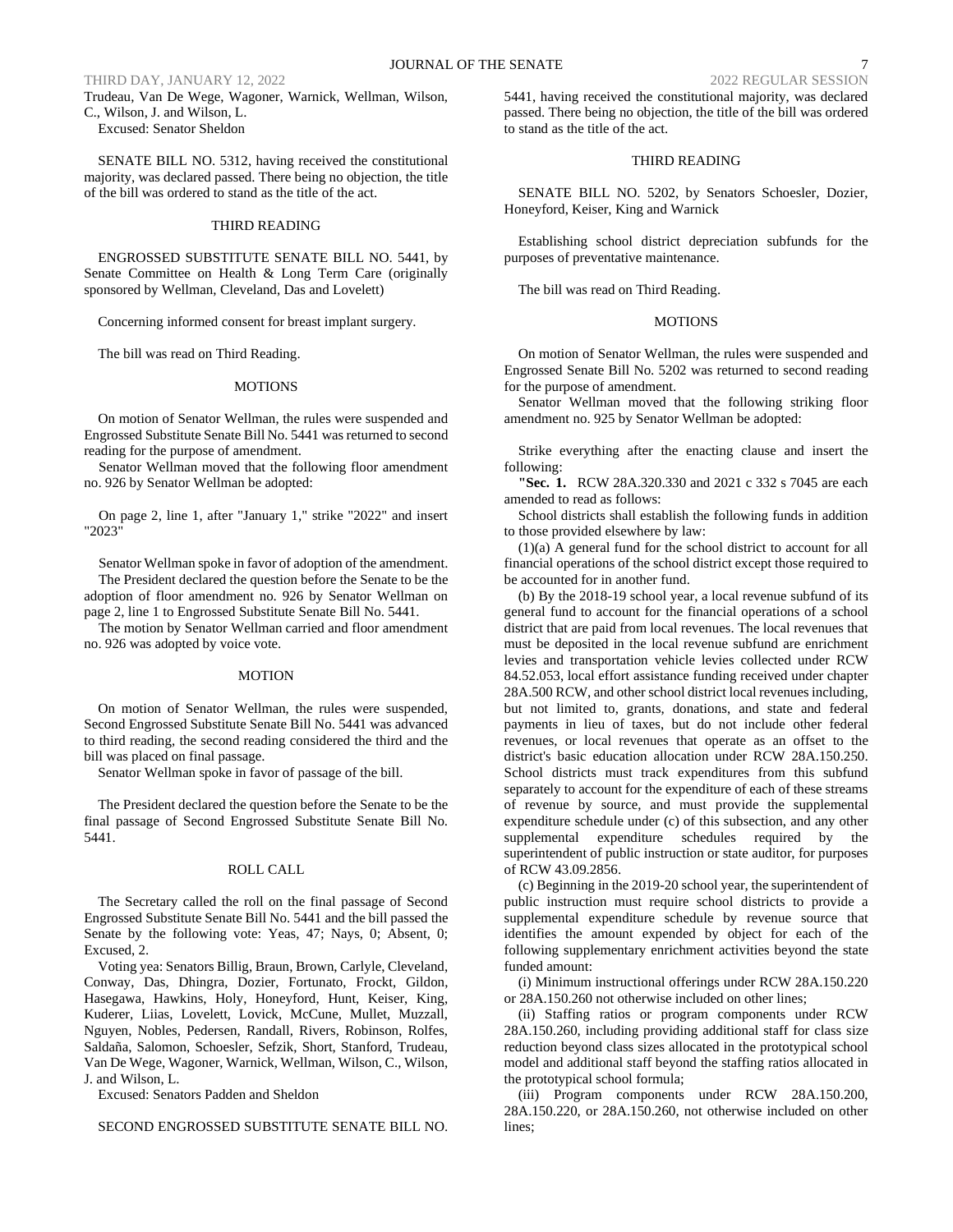Trudeau, Van De Wege, Wagoner, Warnick, Wellman, Wilson, C., Wilson, J. and Wilson, L.

Excused: Senator Sheldon

SENATE BILL NO. 5312, having received the constitutional majority, was declared passed. There being no objection, the title of the bill was ordered to stand as the title of the act.

THIRD READING

ENGROSSED SUBSTITUTE SENATE BILL NO. 5441, by Senate Committee on Health & Long Term Care (originally sponsored by Wellman, Cleveland, Das and Lovelett)

Concerning informed consent for breast implant surgery.

The bill was read on Third Reading.

MOTIONS

On motion of Senator Wellman, the rules were suspended and Engrossed Substitute Senate Bill No. 5441 was returned to second reading for the purpose of amendment.

Senator Wellman moved that the following floor amendment no. 926 by Senator Wellman be adopted:

On page 2, line 1, after "January 1," strike "2022" and insert "2023"

Senator Wellman spoke in favor of adoption of the amendment.

The President declared the question before the Senate to be the adoption of floor amendment no. 926 by Senator Wellman on page 2, line 1 to Engrossed Substitute Senate Bill No. 5441.

The motion by Senator Wellman carried and floor amendment no. 926 was adopted by voice vote.

MOTION

On motion of Senator Wellman, the rules were suspended, Second Engrossed Substitute Senate Bill No. 5441 was advanced to third reading, the second reading considered the third and the bill was placed on final passage.

Senator Wellman spoke in favor of passage of the bill.

The President declared the question before the Senate to be the final passage of Second Engrossed Substitute Senate Bill No. 5441.

ROLL CALL

The Secretary called the roll on the final passage of Second Engrossed Substitute Senate Bill No. 5441 and the bill passed the Senate by the following vote: Yeas, 47; Nays, 0; Absent, 0; Excused, 2.

Voting yea: Senators Billig, Braun, Brown, Carlyle, Cleveland, Conway, Das, Dhingra, Dozier, Fortunato, Frockt, Gildon, Hasegawa, Hawkins, Holy, Honeyford, Hunt, Keiser, King, Kuderer, Liias, Lovelett, Lovick, McCune, Mullet, Muzzall, Nguyen, Nobles, Pedersen, Randall, Rivers, Robinson, Rolfes, Saldaña, Salomon, Schoesler, Sefzik, Short, Stanford, Trudeau, Van De Wege, Wagoner, Warnick, Wellman, Wilson, C., Wilson, J. and Wilson, L.

Excused: Senators Padden and Sheldon

SECOND ENGROSSED SUBSTITUTE SENATE BILL NO. 5441, having received the constitutional majority, was declared passed. There being no objection, the title of the bill was ordered to stand as the title of the act.

THIRD READING

SENATE BILL NO. 5202, by Senators Schoesler, Dozier, Honeyford, Keiser, King and Warnick

Establishing school district depreciation subfunds for the purposes of preventative maintenance.

The bill was read on Third Reading.

MOTIONS

On motion of Senator Wellman, the rules were suspended and Engrossed Senate Bill No. 5202 was returned to second reading for the purpose of amendment.

Senator Wellman moved that the following striking floor amendment no. 925 by Senator Wellman be adopted:

Strike everything after the enacting clause and insert the following:

**"Sec. 1.** RCW 28A.320.330 and 2021 c 332 s 7045 are each amended to read as follows:

School districts shall establish the following funds in addition to those provided elsewhere by law:

(1)(a) A general fund for the school district to account for all financial operations of the school district except those required to be accounted for in another fund.

(b) By the 2018-19 school year, a local revenue subfund of its general fund to account for the financial operations of a school district that are paid from local revenues. The local revenues that must be deposited in the local revenue subfund are enrichment levies and transportation vehicle levies collected under RCW 84.52.053, local effort assistance funding received under chapter 28A.500 RCW, and other school district local revenues including, but not limited to, grants, donations, and state and federal payments in lieu of taxes, but do not include other federal revenues, or local revenues that operate as an offset to the district's basic education allocation under RCW 28A.150.250. School districts must track expenditures from this subfund separately to account for the expenditure of each of these streams of revenue by source, and must provide the supplemental expenditure schedule under (c) of this subsection, and any other supplemental expenditure schedules required by the superintendent of public instruction or state auditor, for purposes of RCW 43.09.2856.

(c) Beginning in the 2019-20 school year, the superintendent of public instruction must require school districts to provide a supplemental expenditure schedule by revenue source that identifies the amount expended by object for each of the following supplementary enrichment activities beyond the state funded amount:

(i) Minimum instructional offerings under RCW 28A.150.220 or 28A.150.260 not otherwise included on other lines;

(ii) Staffing ratios or program components under RCW 28A.150.260, including providing additional staff for class size reduction beyond class sizes allocated in the prototypical school model and additional staff beyond the staffing ratios allocated in the prototypical school formula;

(iii) Program components under RCW 28A.150.200, 28A.150.220, or 28A.150.260, not otherwise included on other lines;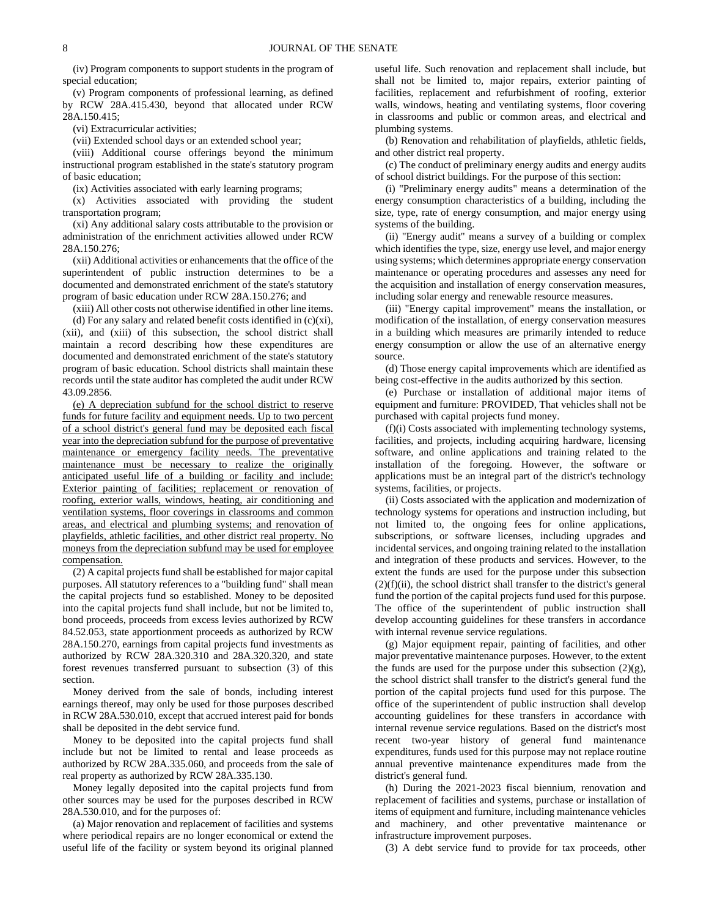(iv) Program components to support students in the program of special education;

(v) Program components of professional learning, as defined by RCW 28A.415.430, beyond that allocated under RCW 28A.150.415;

(vi) Extracurricular activities;

(vii) Extended school days or an extended school year;

(viii) Additional course offerings beyond the minimum instructional program established in the state's statutory program of basic education;

(ix) Activities associated with early learning programs;

(x) Activities associated with providing the student transportation program;

(xi) Any additional salary costs attributable to the provision or administration of the enrichment activities allowed under RCW 28A.150.276;

(xii) Additional activities or enhancements that the office of the superintendent of public instruction determines to be a documented and demonstrated enrichment of the state's statutory program of basic education under RCW 28A.150.276; and

(xiii) All other costs not otherwise identified in other line items.

(d) For any salary and related benefit costs identified in (c)(xi), (xii), and (xiii) of this subsection, the school district shall maintain a record describing how these expenditures are documented and demonstrated enrichment of the state's statutory program of basic education. School districts shall maintain these records until the state auditor has completed the audit under RCW 43.09.2856.

<u>(e) A depreciation subfund for the school district to reserve funds for future facility and equipment needs. Up to two percent of a school district's general fund may be deposited each fiscal year into the depreciation subfund for the purpose of preventative maintenance or emergency facility needs. The preventative maintenance must be necessary to realize the originally anticipated useful life of a building or facility and include: Exterior painting of facilities; replacement or renovation of roofing, exterior walls, windows, heating, air conditioning and ventilation systems, floor coverings in classrooms and common areas, and electrical and plumbing systems; and renovation of playfields, athletic facilities, and other district real property. No moneys from the depreciation subfund may be used for employee compensation.</u>

(2) A capital projects fund shall be established for major capital purposes. All statutory references to a "building fund" shall mean the capital projects fund so established. Money to be deposited into the capital projects fund shall include, but not be limited to, bond proceeds, proceeds from excess levies authorized by RCW 84.52.053, state apportionment proceeds as authorized by RCW 28A.150.270, earnings from capital projects fund investments as authorized by RCW 28A.320.310 and 28A.320.320, and state forest revenues transferred pursuant to subsection (3) of this section.

Money derived from the sale of bonds, including interest earnings thereof, may only be used for those purposes described in RCW 28A.530.010, except that accrued interest paid for bonds shall be deposited in the debt service fund.

Money to be deposited into the capital projects fund shall include but not be limited to rental and lease proceeds as authorized by RCW 28A.335.060, and proceeds from the sale of real property as authorized by RCW 28A.335.130.

Money legally deposited into the capital projects fund from other sources may be used for the purposes described in RCW 28A.530.010, and for the purposes of:

(a) Major renovation and replacement of facilities and systems where periodical repairs are no longer economical or extend the useful life of the facility or system beyond its original planned useful life. Such renovation and replacement shall include, but shall not be limited to, major repairs, exterior painting of facilities, replacement and refurbishment of roofing, exterior walls, windows, heating and ventilating systems, floor covering in classrooms and public or common areas, and electrical and plumbing systems.

(b) Renovation and rehabilitation of playfields, athletic fields, and other district real property.

(c) The conduct of preliminary energy audits and energy audits of school district buildings. For the purpose of this section:

(i) "Preliminary energy audits" means a determination of the energy consumption characteristics of a building, including the size, type, rate of energy consumption, and major energy using systems of the building.

(ii) "Energy audit" means a survey of a building or complex which identifies the type, size, energy use level, and major energy using systems; which determines appropriate energy conservation maintenance or operating procedures and assesses any need for the acquisition and installation of energy conservation measures, including solar energy and renewable resource measures.

(iii) "Energy capital improvement" means the installation, or modification of the installation, of energy conservation measures in a building which measures are primarily intended to reduce energy consumption or allow the use of an alternative energy source.

(d) Those energy capital improvements which are identified as being cost-effective in the audits authorized by this section.

(e) Purchase or installation of additional major items of equipment and furniture: PROVIDED, That vehicles shall not be purchased with capital projects fund money.

(f)(i) Costs associated with implementing technology systems, facilities, and projects, including acquiring hardware, licensing software, and online applications and training related to the installation of the foregoing. However, the software or applications must be an integral part of the district's technology systems, facilities, or projects.

(ii) Costs associated with the application and modernization of technology systems for operations and instruction including, but not limited to, the ongoing fees for online applications, subscriptions, or software licenses, including upgrades and incidental services, and ongoing training related to the installation and integration of these products and services. However, to the extent the funds are used for the purpose under this subsection (2)(f)(ii), the school district shall transfer to the district's general fund the portion of the capital projects fund used for this purpose. The office of the superintendent of public instruction shall develop accounting guidelines for these transfers in accordance with internal revenue service regulations.

(g) Major equipment repair, painting of facilities, and other major preventative maintenance purposes. However, to the extent the funds are used for the purpose under this subsection (2)(g), the school district shall transfer to the district's general fund the portion of the capital projects fund used for this purpose. The office of the superintendent of public instruction shall develop accounting guidelines for these transfers in accordance with internal revenue service regulations. Based on the district's most recent two-year history of general fund maintenance expenditures, funds used for this purpose may not replace routine annual preventive maintenance expenditures made from the district's general fund.

(h) During the 2021-2023 fiscal biennium, renovation and replacement of facilities and systems, purchase or installation of items of equipment and furniture, including maintenance vehicles and machinery, and other preventative maintenance or infrastructure improvement purposes.

(3) A debt service fund to provide for tax proceeds, other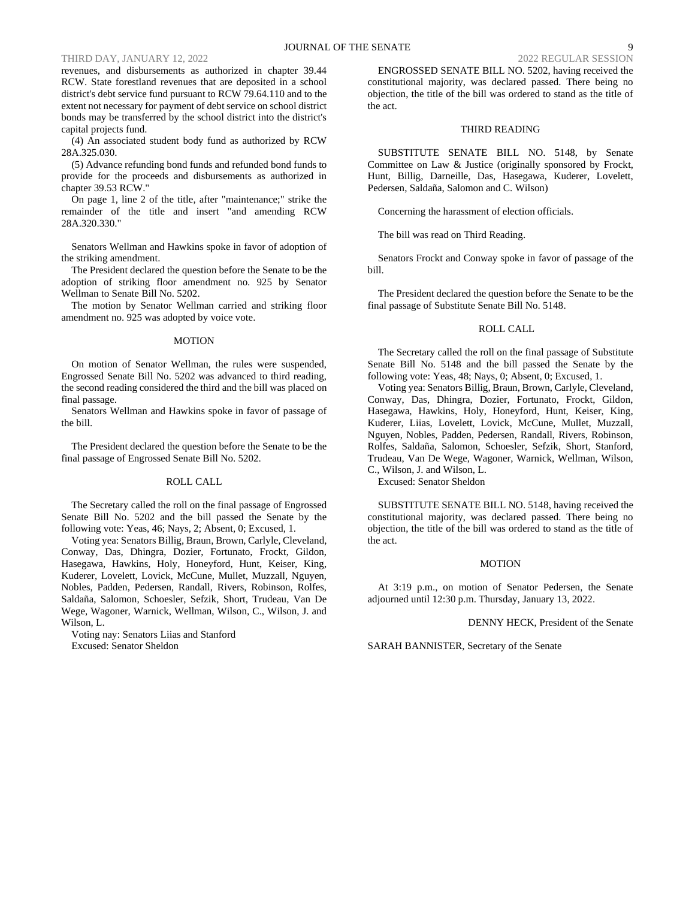revenues, and disbursements as authorized in chapter 39.44 RCW. State forestland revenues that are deposited in a school district's debt service fund pursuant to RCW 79.64.110 and to the extent not necessary for payment of debt service on school district bonds may be transferred by the school district into the district's capital projects fund.

(4) An associated student body fund as authorized by RCW 28A.325.030.

(5) Advance refunding bond funds and refunded bond funds to provide for the proceeds and disbursements as authorized in chapter 39.53 RCW."

On page 1, line 2 of the title, after "maintenance;" strike the remainder of the title and insert "and amending RCW 28A.320.330."

Senators Wellman and Hawkins spoke in favor of adoption of the striking amendment.

The President declared the question before the Senate to be the adoption of striking floor amendment no. 925 by Senator Wellman to Senate Bill No. 5202.

The motion by Senator Wellman carried and striking floor amendment no. 925 was adopted by voice vote.

MOTION

On motion of Senator Wellman, the rules were suspended, Engrossed Senate Bill No. 5202 was advanced to third reading, the second reading considered the third and the bill was placed on final passage.

Senators Wellman and Hawkins spoke in favor of passage of the bill.

The President declared the question before the Senate to be the final passage of Engrossed Senate Bill No. 5202.

ROLL CALL

The Secretary called the roll on the final passage of Engrossed Senate Bill No. 5202 and the bill passed the Senate by the following vote: Yeas, 46; Nays, 2; Absent, 0; Excused, 1.

Voting yea: Senators Billig, Braun, Brown, Carlyle, Cleveland, Conway, Das, Dhingra, Dozier, Fortunato, Frockt, Gildon, Hasegawa, Hawkins, Holy, Honeyford, Hunt, Keiser, King, Kuderer, Lovelett, Lovick, McCune, Mullet, Muzzall, Nguyen, Nobles, Padden, Pedersen, Randall, Rivers, Robinson, Rolfes, Saldaña, Salomon, Schoesler, Sefzik, Short, Trudeau, Van De Wege, Wagoner, Warnick, Wellman, Wilson, C., Wilson, J. and Wilson, L.

Voting nay: Senators Liias and Stanford

Excused: Senator Sheldon

ENGROSSED SENATE BILL NO. 5202, having received the constitutional majority, was declared passed. There being no objection, the title of the bill was ordered to stand as the title of the act.

THIRD READING

SUBSTITUTE SENATE BILL NO. 5148, by Senate Committee on Law & Justice (originally sponsored by Frockt, Hunt, Billig, Darneille, Das, Hasegawa, Kuderer, Lovelett, Pedersen, Saldaña, Salomon and C. Wilson)

Concerning the harassment of election officials.

The bill was read on Third Reading.

Senators Frockt and Conway spoke in favor of passage of the bill.

The President declared the question before the Senate to be the final passage of Substitute Senate Bill No. 5148.

ROLL CALL

The Secretary called the roll on the final passage of Substitute Senate Bill No. 5148 and the bill passed the Senate by the following vote: Yeas, 48; Nays, 0; Absent, 0; Excused, 1.

Voting yea: Senators Billig, Braun, Brown, Carlyle, Cleveland, Conway, Das, Dhingra, Dozier, Fortunato, Frockt, Gildon, Hasegawa, Hawkins, Holy, Honeyford, Hunt, Keiser, King, Kuderer, Liias, Lovelett, Lovick, McCune, Mullet, Muzzall, Nguyen, Nobles, Padden, Pedersen, Randall, Rivers, Robinson, Rolfes, Saldaña, Salomon, Schoesler, Sefzik, Short, Stanford, Trudeau, Van De Wege, Wagoner, Warnick, Wellman, Wilson, C., Wilson, J. and Wilson, L.

Excused: Senator Sheldon

SUBSTITUTE SENATE BILL NO. 5148, having received the constitutional majority, was declared passed. There being no objection, the title of the bill was ordered to stand as the title of the act.

MOTION

At 3:19 p.m., on motion of Senator Pedersen, the Senate adjourned until 12:30 p.m. Thursday, January 13, 2022.

DENNY HECK, President of the Senate

SARAH BANNISTER, Secretary of the Senate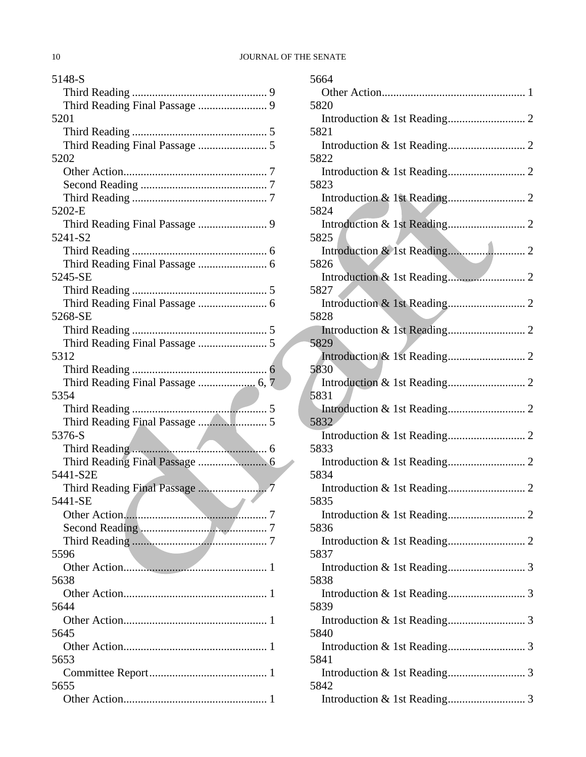5148-S
  Third Reading ............................................... 9
  Third Reading Final Passage ........................ 9
5201
  Third Reading ............................................... 5
  Third Reading Final Passage ........................ 5
5202
  Other Action.................................................. 7
  Second Reading ............................................ 7
  Third Reading ............................................... 7
5202-E
  Third Reading Final Passage ........................ 9
5241-S2
  Third Reading ............................................... 6
  Third Reading Final Passage ........................ 6
5245-SE
  Third Reading ............................................... 5
  Third Reading Final Passage ........................ 6
5268-SE
  Third Reading ............................................... 5
  Third Reading Final Passage ........................ 5
5312
  Third Reading ............................................... 6
  Third Reading Final Passage .................... 6, 7
5354
  Third Reading ............................................... 5
  Third Reading Final Passage ........................ 5
5376-S
  Third Reading ............................................... 6
  Third Reading Final Passage ........................ 6
5441-S2E
  Third Reading Final Passage ........................ 7
5441-SE
  Other Action.................................................. 7
  Second Reading ............................................ 7
  Third Reading ............................................... 7
5596
  Other Action.................................................. 1
5638
  Other Action.................................................. 1
5644
  Other Action.................................................. 1
5645
  Other Action.................................................. 1
5653
  Committee Report......................................... 1
5655
  Other Action.................................................. 1
5664
  Other Action.................................................. 1
5820
  Introduction & 1st Reading........................... 2
5821
  Introduction & 1st Reading........................... 2
5822
  Introduction & 1st Reading........................... 2
5823
  Introduction & 1st Reading........................... 2
5824
  Introduction & 1st Reading........................... 2
5825
  Introduction & 1st Reading........................... 2
5826
  Introduction & 1st Reading........................... 2
5827
  Introduction & 1st Reading........................... 2
5828
  Introduction & 1st Reading........................... 2
5829
  Introduction & 1st Reading........................... 2
5830
  Introduction & 1st Reading........................... 2
5831
  Introduction & 1st Reading........................... 2
5832
  Introduction & 1st Reading........................... 2
5833
  Introduction & 1st Reading........................... 2
5834
  Introduction & 1st Reading........................... 2
5835
  Introduction & 1st Reading........................... 2
5836
  Introduction & 1st Reading........................... 2
5837
  Introduction & 1st Reading........................... 3
5838
  Introduction & 1st Reading........................... 3
5839
  Introduction & 1st Reading........................... 3
5840
  Introduction & 1st Reading........................... 3
5841
  Introduction & 1st Reading........................... 3
5842
  Introduction & 1st Reading........................... 3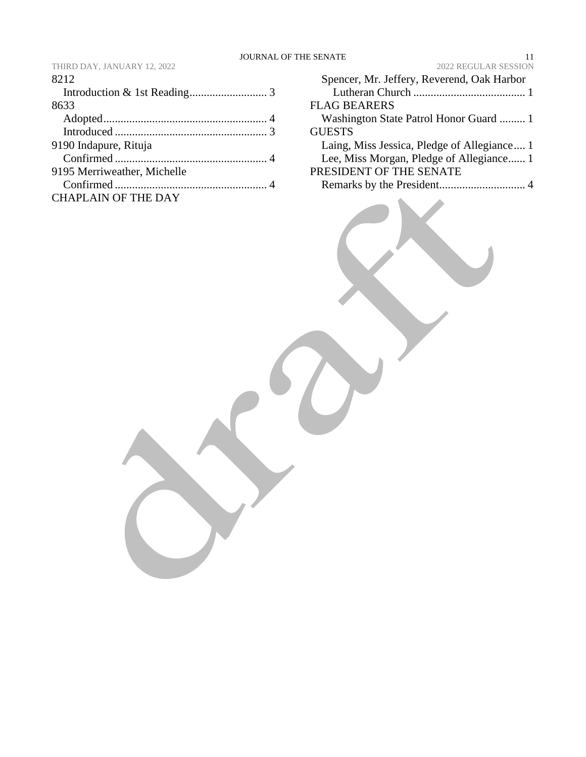8212
  Introduction & 1st Reading........................... 3

8633
  Adopted......................................................... 4
  Introduced ..................................................... 3

9190 Indapure, Rituja
  Confirmed ..................................................... 4

9195 Merriweather, Michelle
  Confirmed ..................................................... 4

CHAPLAIN OF THE DAY
  Spencer, Mr. Jeffery, Reverend, Oak Harbor Lutheran Church ....................................... 1

FLAG BEARERS
  Washington State Patrol Honor Guard ......... 1

GUESTS
  Laing, Miss Jessica, Pledge of Allegiance.... 1
  Lee, Miss Morgan, Pledge of Allegiance...... 1

PRESIDENT OF THE SENATE
  Remarks by the President.............................. 4